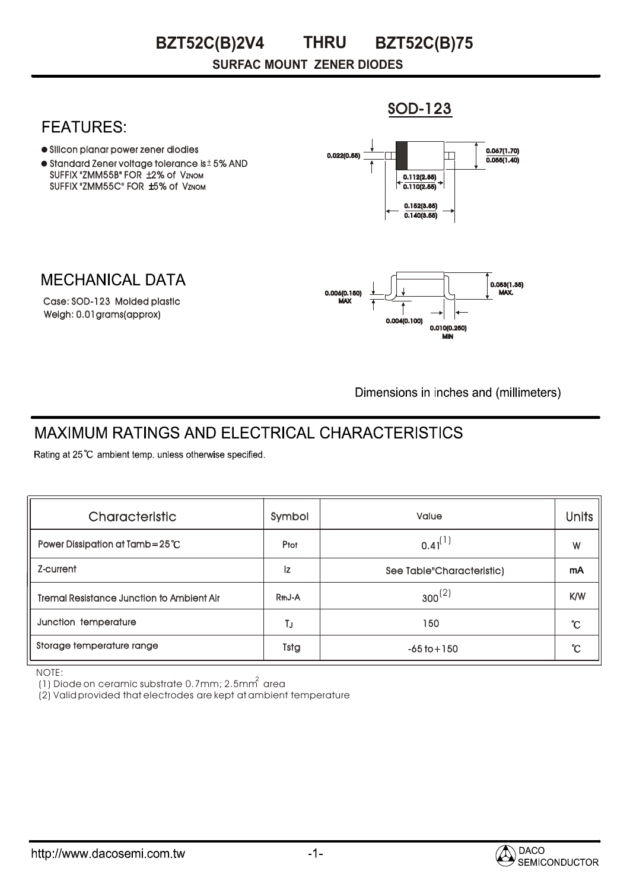# BZT52C(B)2V4 THRU BZT52C(B)75

**SURFAC MOUNT ZENER DIODES**

## FEATURES:

- Silicon planar power zener diodies
- Standard Zener voltage tolerance is ± 5% AND SUFFIX "ZMM55B" FOR ±2% of $V_{ZNOM}$ SUFFIX "ZMM55C" FOR ±5% of $V_{ZNOM}$

## SOD-123

0.022(0.55)
0.067(1.70)
0.055(1.40)
0.112(2.85)
0.110(2.55)
0.152(3.85)
0.140(3.55)

## MECHANICAL DATA

Case: SOD-123 Molded plastic
Weigh: 0.01grams(approx)

0.006(0.150) MAX
0.004(0.100)
0.010(0.250) MIN
0.053(1.35) MAX.

Dimensions in inches and (millimeters)

## MAXIMUM RATINGS AND ELECTRICAL CHARACTERISTICS

Rating at 25℃ ambient temp. unless otherwise specified.

| Characteristic | Symbol | Value | Units |
|---|---|---|---|
| Power Dissipation at Tamb=25℃ | $P_{tot}$ | 0.41[1] | W |
| Z-current | Iz | See Table"Characteristic) | mA |
| Tremal Resistance Junction to Ambient Air | $R_{thJ-A}$ | 300[2] | K/W |
| Junction temperature | $T_J$ | 150 | ℃ |
| Storage temperature range | Tstg | -65 to+150 | ℃ |

NOTE:
(1) Diode on ceramic substrate 0.7mm; 2.5mm$^2$ area
(2) Valid provided that electrodes are kept at ambient temperature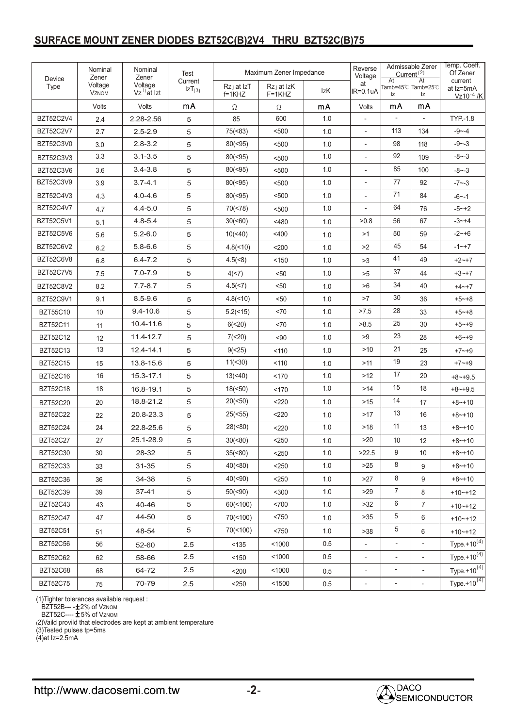## SURFACE MOUNT ZENER DIODES BZT52C(B)2V4 THRU BZT52C(B)75

| Device Type | Nominal Zener Voltage $V_{ZNOM}$ | Nominal Zener Voltage $V_Z$ [1] at Izt | Test Current $I_{ZT}$ (3) | Maximum Zener Impedance | | | Reverse Voltage at IR=0.1uA | Admissable Zerer Current (2) | | Temp. Coeff. Of Zener current at Iz=5mA |
|---|---|---|---|---|---|---|---|---|---|---|
| | | | | $R_{Zj}$ at IzT f=1KHZ | $R_{Zj}$ at IzK F=1KHZ | IzK | | At Tamb=45℃ Iz | At Tamb=25℃ Iz | $V_Z 10^{-4}$ /K |
| | Volts | Volts | mA | Ω | Ω | mA | Volts | mA | mA | |
| BZT52C2V4 | 2.4 | 2.28-2.56 | 5 | 85 | 600 | 1.0 | - | - | - | TYP.-1.8 |
| BZT52C2V7 | 2.7 | 2.5-2.9 | 5 | 75(<83) | <500 | 1.0 | - | 113 | 134 | -9~-4 |
| BZT52C3V0 | 3.0 | 2.8-3.2 | 5 | 80(<95) | <500 | 1.0 | - | 98 | 118 | -9~-3 |
| BZT52C3V3 | 3.3 | 3.1-3.5 | 5 | 80(<95) | <500 | 1.0 | - | 92 | 109 | -8~-3 |
| BZT52C3V6 | 3.6 | 3.4-3.8 | 5 | 80(<95) | <500 | 1.0 | - | 85 | 100 | -8~-3 |
| BZT52C3V9 | 3.9 | 3.7-4.1 | 5 | 80(<95) | <500 | 1.0 | - | 77 | 92 | -7~-3 |
| BZT52C4V3 | 4.3 | 4.0-4.6 | 5 | 80(<95) | <500 | 1.0 | - | 71 | 84 | -6~-1 |
| BZT52C4V7 | 4.7 | 4.4-5.0 | 5 | 70(<78) | <500 | 1.0 | - | 64 | 76 | -5~+2 |
| BZT52C5V1 | 5.1 | 4.8-5.4 | 5 | 30(<60) | <480 | 1.0 | >0.8 | 56 | 67 | -3~+4 |
| BZT52C5V6 | 5.6 | 5.2-6.0 | 5 | 10(<40) | <400 | 1.0 | >1 | 50 | 59 | -2~+6 |
| BZT52C6V2 | 6.2 | 5.8-6.6 | 5 | 4.8(<10) | <200 | 1.0 | >2 | 45 | 54 | -1~+7 |
| BZT52C6V8 | 6.8 | 6.4-7.2 | 5 | 4.5(<8) | <150 | 1.0 | >3 | 41 | 49 | +2~+7 |
| BZT52C7V5 | 7.5 | 7.0-7.9 | 5 | 4(<7) | <50 | 1.0 | >5 | 37 | 44 | +3~+7 |
| BZT52C8V2 | 8.2 | 7.7-8.7 | 5 | 4.5(<7) | <50 | 1.0 | >6 | 34 | 40 | +4~+7 |
| BZT52C9V1 | 9.1 | 8.5-9.6 | 5 | 4.8(<10) | <50 | 1.0 | >7 | 30 | 36 | +5~+8 |
| BZT55C10 | 10 | 9.4-10.6 | 5 | 5.2(<15) | <70 | 1.0 | >7.5 | 28 | 33 | +5~+8 |
| BZT52C11 | 11 | 10.4-11.6 | 5 | 6(<20) | <70 | 1.0 | >8.5 | 25 | 30 | +5~+9 |
| BZT52C12 | 12 | 11.4-12.7 | 5 | 7(<20) | <90 | 1.0 | >9 | 23 | 28 | +6~+9 |
| BZT52C13 | 13 | 12.4-14.1 | 5 | 9(<25) | <110 | 1.0 | >10 | 21 | 25 | +7~+9 |
| BZT52C15 | 15 | 13.8-15.6 | 5 | 11(<30) | <110 | 1.0 | >11 | 19 | 23 | +7~+9 |
| BZT52C16 | 16 | 15.3-17.1 | 5 | 13(<40) | <170 | 1.0 | >12 | 17 | 20 | +8~+9.5 |
| BZT52C18 | 18 | 16.8-19.1 | 5 | 18(<50) | <170 | 1.0 | >14 | 15 | 18 | +8~+9.5 |
| BZT52C20 | 20 | 18.8-21.2 | 5 | 20(<50) | <220 | 1.0 | >15 | 14 | 17 | +8~+10 |
| BZT52C22 | 22 | 20.8-23.3 | 5 | 25(<55) | <220 | 1.0 | >17 | 13 | 16 | +8~+10 |
| BZT52C24 | 24 | 22.8-25.6 | 5 | 28(<80) | <220 | 1.0 | >18 | 11 | 13 | +8~+10 |
| BZT52C27 | 27 | 25.1-28.9 | 5 | 30(<80) | <250 | 1.0 | >20 | 10 | 12 | +8~+10 |
| BZT52C30 | 30 | 28-32 | 5 | 35(<80) | <250 | 1.0 | >22.5 | 9 | 10 | +8~+10 |
| BZT52C33 | 33 | 31-35 | 5 | 40(<80) | <250 | 1.0 | >25 | 8 | 9 | +8~+10 |
| BZT52C36 | 36 | 34-38 | 5 | 40(<90) | <250 | 1.0 | >27 | 8 | 9 | +8~+10 |
| BZT52C39 | 39 | 37-41 | 5 | 50(<90) | <300 | 1.0 | >29 | 7 | 8 | +10~+12 |
| BZT52C43 | 43 | 40-46 | 5 | 60(<100) | <700 | 1.0 | >32 | 6 | 7 | +10~+12 |
| BZT52C47 | 47 | 44-50 | 5 | 70(<100) | <750 | 1.0 | >35 | 5 | 6 | +10~+12 |
| BZT52C51 | 51 | 48-54 | 5 | 70(<100) | <750 | 1.0 | >38 | 5 | 6 | +10~+12 |
| BZT52C56 | 56 | 52-60 | 2.5 | <135 | <1000 | 0.5 | - | - | - | Type.+10(4) |
| BZT52C62 | 62 | 58-66 | 2.5 | <150 | <1000 | 0.5 | - | - | - | Type.+10(4) |
| BZT52C68 | 68 | 64-72 | 2.5 | <200 | <1000 | 0.5 | - | - | - | Type.+10(4) |
| BZT52C75 | 75 | 70-79 | 2.5 | <250 | <1500 | 0.5 | - | - | - | Type.+10(4) |

(1)Tighter tolerances available request :
BZT52B--- -±2% of $V_{ZNOM}$
BZT52C---- ±5% of $V_{ZNOM}$
(2)Vaild provild that electrodes are kept at ambient temperature
(3)Tested pulses tp=5ms
(4)at Iz=2.5mA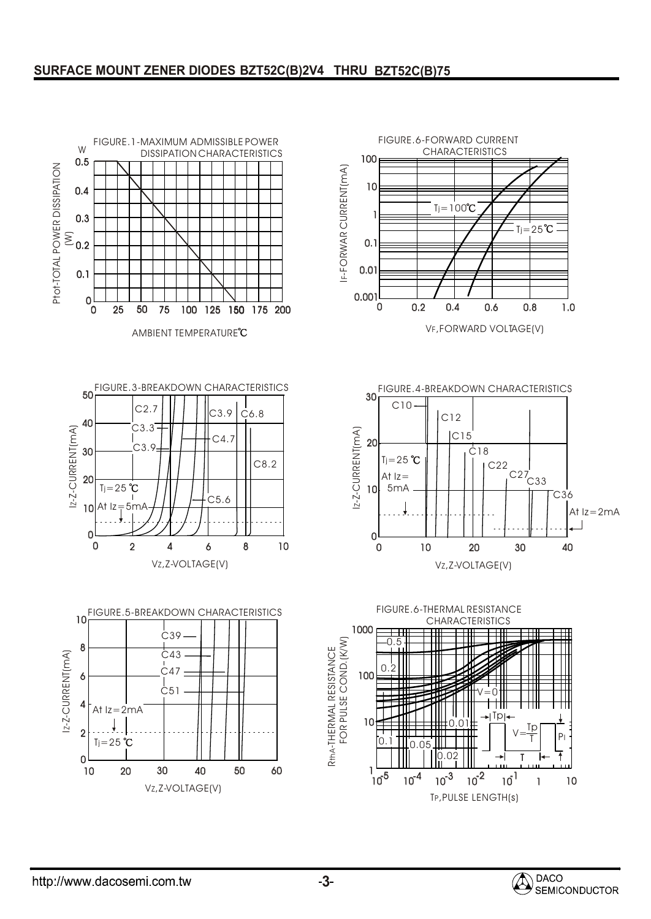## SURFACE MOUNT ZENER DIODES BZT52C(B)2V4 THRU BZT52C(B)75

FIGURE.1-MAXIMUM ADMISSIBLE POWER DISSIPATION CHARACTERISTICS

W

0.5
0.4
0.3
0.2
0.1
0

0 25 50 75 100 125 150 175 200

Ptot-TOTAL POWER DISSIPATION (W)

AMBIENT TEMPERATURE℃

FIGURE.6-FORWARD CURRENT CHARACTERISTICS

100
10
1
0.1
0.01
0.001

0 0.2 0.4 0.6 0.8 1.0

Tj=100℃

Tj=25℃

IF-FORWAR CURRENT(mA)

VF,FORWARD VOLTAGE(V)

FIGURE.3-BREAKDOWN CHARACTERISTICS

50
40
30
20
10
0

0 2 4 6 8 10

C2.7
C3.3
C3.9
C3.9
C4.7
C5.6
C6.8
C8.2

Tj=25℃

At Iz=5mA

Iz-Z-CURRENT(mA)

VZ,Z-VOLTAGE(V)

FIGURE.4-BREAKDOWN CHARACTERISTICS

30
20
10
0

0 10 20 30 40

C10
C12
C15
C18
C22
C27
C33
C36

Tj=25℃

At Iz= 5mA

At Iz=2mA

Iz-Z-CURRENT(mA)

VZ,Z-VOLTAGE(V)

FIGURE.5-BREAKDOWN CHARACTERISTICS

10
8
6
4
2
0

10 20 30 40 50 60

C39
C43
C47
C51

At Iz=2mA

Tj=25℃

Iz-Z-CURRENT(mA)

VZ,Z-VOLTAGE(V)

FIGURE.6-THERMAL RESISTANCE CHARACTERISTICS

1000
100
10
1

$10^{-5}$ $10^{-4}$ $10^{-3}$ $10^{-2}$ $10^{-1}$ 1 10

0.5
0.2
0.1
0.05
0.02
0.01
V=0

Tp

$V=\frac{Tp}{T}$

T

PI

RthA-THERMAL RESISTANCE FOR PULSE COND.(K/W)

TP,PULSE LENGTH(s)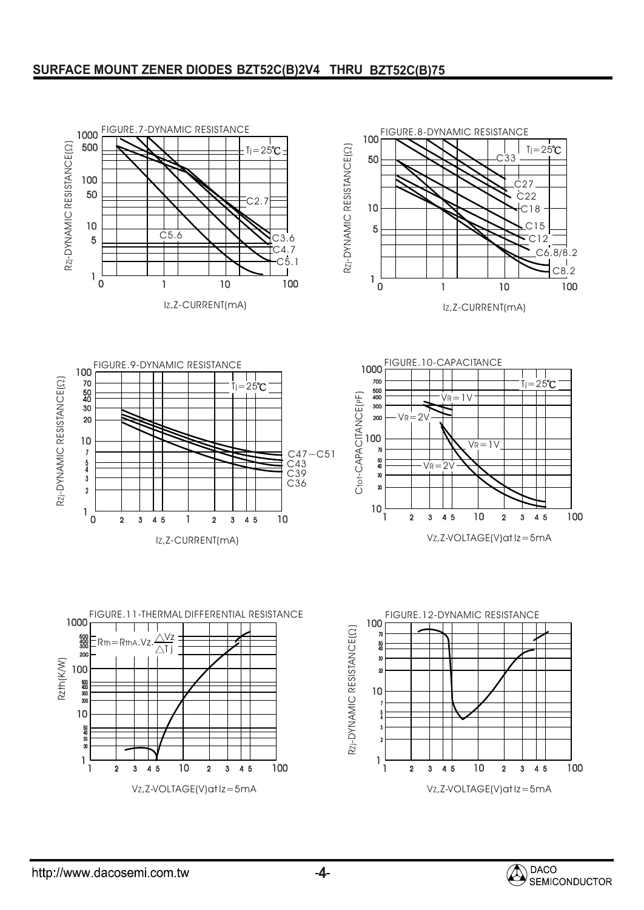## SURFACE MOUNT ZENER DIODES BZT52C(B)2V4 THRU BZT52C(B)75

FIGURE.7-DYNAMIC RESISTANCE

$R_{Zj}$-DYNAMIC RESISTANCE(Ω)

1000
500
100
50
10
5
1

Tj=25℃

C2.7
C5.6
C3.6
C4.7
C5.1

0 1 10 100

$I_Z$,Z-CURRENT(mA)

FIGURE.8-DYNAMIC RESISTANCE

$R_{Zj}$-DYNAMIC RESISTANCE(Ω)

100
50
10
5
1

Tj=25℃

C33
C27
C22
C18
C15
C12
C6.8/8.2
C8.2

0 1 10 100

$I_Z$,Z-CURRENT(mA)

FIGURE.9-DYNAMIC RESISTANCE

$R_{Zj}$-DYNAMIC RESISTANCE(Ω)

100
70
50
40
30
20
10
7
5
4
3
2
1

Tj=25℃

C47~C51
C43
C39
C36

0 2 3 4 5 1 2 3 4 5 10

$I_Z$,Z-CURRENT(mA)

FIGURE.10-CAPACITANCE

$C_{tot}$-CAPACITANCE(pF)

1000
700
500
400
300
200
100
70
50
40
30
20
10

Tj=25℃

VR=1V
VR=2V
VR=1V
VR=2V

1 2 3 4 5 10 2 3 4 5 100

VZ,Z-VOLTAGE(V)at IZ=5mA

FIGURE.11-THERMAL DIFFERENTIAL RESISTANCE

Rzth(K/W)

1000
500
400
300
200
100
50
40
30
20
10
5
4
3
2
1

$R_{th}=R_{thA}.V_Z.\frac{\triangle V_Z}{\triangle T_j}$

1 2 3 4 5 10 2 3 4 5 100

VZ,Z-VOLTAGE(V)at IZ=5mA

FIGURE.12-DYNAMIC RESISTANCE

$R_{Zj}$-DYNAMIC RESISTANCE(Ω)

100
70
50
40
30
20
10
7
5
4
3
2
1

1 2 3 4 5 10 2 3 4 5 100

VZ,Z-VOLTAGE(V)at IZ=5mA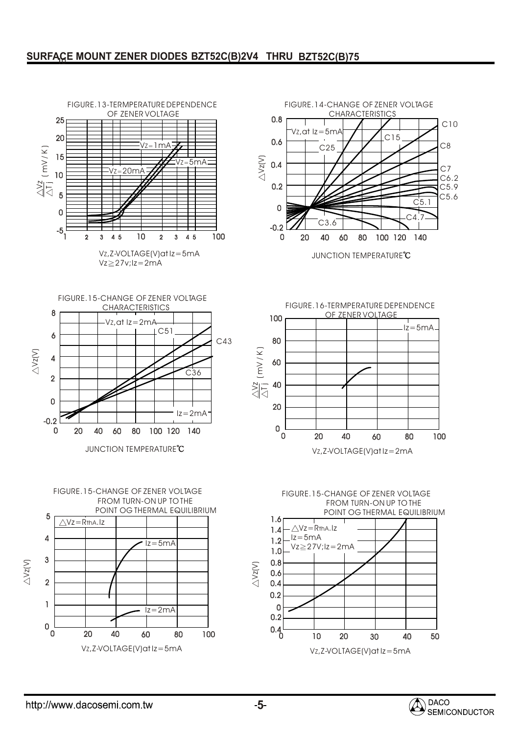## SURFACE MOUNT ZENER DIODES BZT52C(B)2V4 THRU BZT52C(B)75

FIGURE.13-TERMPERATURE DEPENDENCE OF ZENER VOLTAGE

$\frac{\triangle Vz}{\triangle Tj}$ ( mV / K )

25
20
15
10
5
0
-5

Vz=1mA
Vz=5mA
Vz=20mA

1 2 3 4 5 10 2 3 4 5 100

Vz,Z-VOLTAGE(V)at Iz=5mA
Vz≧27v;Iz=2mA

FIGURE.14-CHANGE OF ZENER VOLTAGE CHARACTERISTICS

△Vz(V)

0.8
0.6
0.4
0.2
0
-0.2

Vz,at Iz=5mA
C25
C15
C10
C8
C7
C6.2
C5.9
C5.6
C5.1
C4.7
C3.6

0 20 40 60 80 100 120 140

JUNCTION TEMPERATURE℃

FIGURE.15-CHANGE OF ZENER VOLTAGE CHARACTERISTICS

△Vz(V)

8
6
4
2
0
-0.2

Vz,at Iz=2mA
C51
C43
C36
Iz=2mA

0 20 40 60 80 100 120 140

JUNCTION TEMPERATURE℃

FIGURE.16-TERMPERATURE DEPENDENCE OF ZENER VOLTAGE

$\frac{\triangle Vz}{\triangle Tj}$ ( mV / K )

100
80
60
40
20
0

Iz=5mA

0 20 40 60 80 100

Vz,Z-VOLTAGE(V)at Iz=2mA

FIGURE.15-CHANGE OF ZENER VOLTAGE FROM TURN-ON UP TO THE POINT OG THERMAL EQUILIBRIUM

△Vz(V)

5
4
3
2
1
0

△Vz=RthA.Iz
Iz=5mA
Iz=2mA

0 20 40 60 80 100

Vz,Z-VOLTAGE(V)at Iz=5mA

FIGURE.15-CHANGE OF ZENER VOLTAGE FROM TURN-ON UP TO THE POINT OG THERMAL EQUILIBRIUM

△Vz(V)

1.6
1.4
1.2
1.0
0.8
0.6
0.4
0.2
0
0.2
0.4

△Vz=RthA.Iz
Iz=5mA
Vz≧27V;Iz=2mA

0 10 20 30 40 50

Vz,Z-VOLTAGE(V)at Iz=5mA